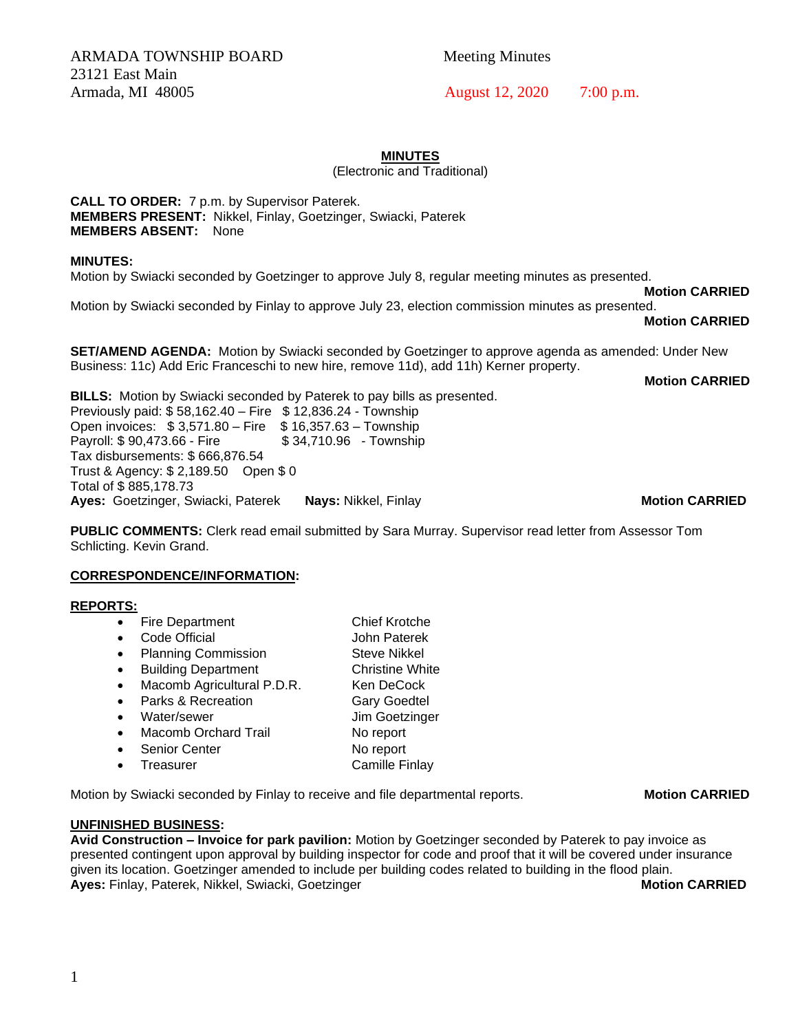ARMADA TOWNSHIP BOARD
23121 East Main
Armada, MI 48005

Meeting Minutes

August 12, 2020 7:00 p.m.

## MINUTES

(Electronic and Traditional)

**CALL TO ORDER:** 7 p.m. by Supervisor Paterek.
**MEMBERS PRESENT:** Nikkel, Finlay, Goetzinger, Swiacki, Paterek
**MEMBERS ABSENT:** None

**MINUTES:**
Motion by Swiacki seconded by Goetzinger to approve July 8, regular meeting minutes as presented.
**Motion CARRIED**
Motion by Swiacki seconded by Finlay to approve July 23, election commission minutes as presented.
**Motion CARRIED**

**SET/AMEND AGENDA:** Motion by Swiacki seconded by Goetzinger to approve agenda as amended: Under New Business: 11c) Add Eric Franceschi to new hire, remove 11d), add 11h) Kerner property.
**Motion CARRIED**

**BILLS:** Motion by Swiacki seconded by Paterek to pay bills as presented.
Previously paid: $ 58,162.40 – Fire $ 12,836.24 - Township
Open invoices: $ 3,571.80 – Fire $ 16,357.63 – Township
Payroll: $ 90,473.66 - Fire $ 34,710.96 - Township
Tax disbursements: $ 666,876.54
Trust & Agency: $ 2,189.50 Open $ 0
Total of $ 885,178.73
**Ayes:** Goetzinger, Swiacki, Paterek **Nays:** Nikkel, Finlay **Motion CARRIED**

**PUBLIC COMMENTS:** Clerk read email submitted by Sara Murray. Supervisor read letter from Assessor Tom Schlicting. Kevin Grand.

**CORRESPONDENCE/INFORMATION:**

**REPORTS:**

- Fire Department — Chief Krotche
- Code Official — John Paterek
- Planning Commission — Steve Nikkel
- Building Department — Christine White
- Macomb Agricultural P.D.R. — Ken DeCock
- Parks & Recreation — Gary Goedtel
- Water/sewer — Jim Goetzinger
- Macomb Orchard Trail — No report
- Senior Center — No report
- Treasurer — Camille Finlay

Motion by Swiacki seconded by Finlay to receive and file departmental reports. **Motion CARRIED**

**UNFINISHED BUSINESS:**
**Avid Construction – Invoice for park pavilion:** Motion by Goetzinger seconded by Paterek to pay invoice as presented contingent upon approval by building inspector for code and proof that it will be covered under insurance given its location. Goetzinger amended to include per building codes related to building in the flood plain.
**Ayes:** Finlay, Paterek, Nikkel, Swiacki, Goetzinger **Motion CARRIED**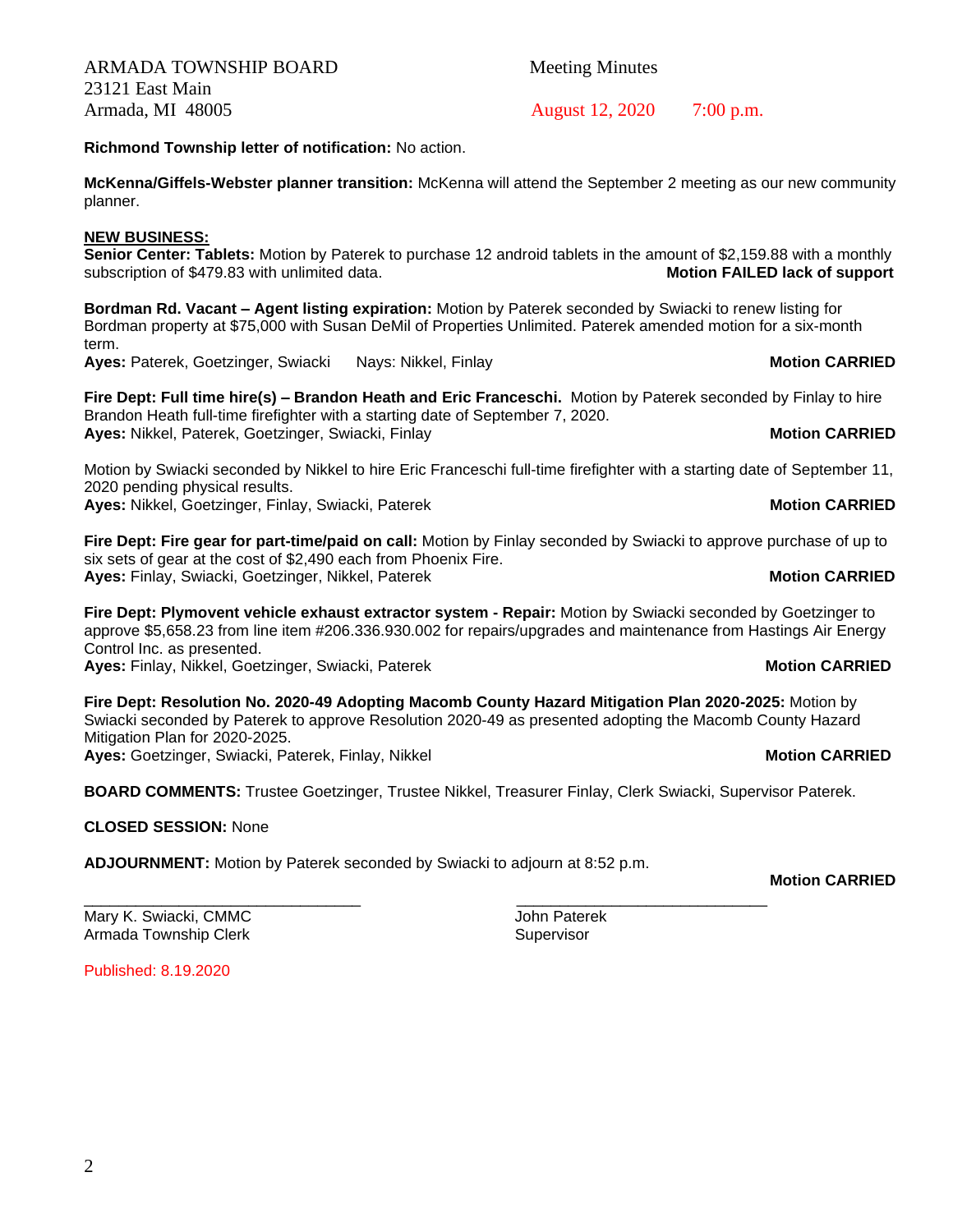ARMADA TOWNSHIP BOARD
23121 East Main
Armada, MI 48005

Meeting Minutes
August 12, 2020 7:00 p.m.

**Richmond Township letter of notification:** No action.

**McKenna/Giffels-Webster planner transition:** McKenna will attend the September 2 meeting as our new community planner.

**NEW BUSINESS:**

**Senior Center: Tablets:** Motion by Paterek to purchase 12 android tablets in the amount of $2,159.88 with a monthly subscription of $479.83 with unlimited data. **Motion FAILED lack of support**

**Bordman Rd. Vacant – Agent listing expiration:** Motion by Paterek seconded by Swiacki to renew listing for Bordman property at $75,000 with Susan DeMil of Properties Unlimited. Paterek amended motion for a six-month term.
**Ayes:** Paterek, Goetzinger, Swiacki Nays: Nikkel, Finlay **Motion CARRIED**

**Fire Dept: Full time hire(s) – Brandon Heath and Eric Franceschi.** Motion by Paterek seconded by Finlay to hire Brandon Heath full-time firefighter with a starting date of September 7, 2020.
**Ayes:** Nikkel, Paterek, Goetzinger, Swiacki, Finlay **Motion CARRIED**

Motion by Swiacki seconded by Nikkel to hire Eric Franceschi full-time firefighter with a starting date of September 11, 2020 pending physical results.
**Ayes:** Nikkel, Goetzinger, Finlay, Swiacki, Paterek **Motion CARRIED**

**Fire Dept: Fire gear for part-time/paid on call:** Motion by Finlay seconded by Swiacki to approve purchase of up to six sets of gear at the cost of $2,490 each from Phoenix Fire.
**Ayes:** Finlay, Swiacki, Goetzinger, Nikkel, Paterek **Motion CARRIED**

**Fire Dept: Plymovent vehicle exhaust extractor system - Repair:** Motion by Swiacki seconded by Goetzinger to approve $5,658.23 from line item #206.336.930.002 for repairs/upgrades and maintenance from Hastings Air Energy Control Inc. as presented.
**Ayes:** Finlay, Nikkel, Goetzinger, Swiacki, Paterek **Motion CARRIED**

**Fire Dept: Resolution No. 2020-49 Adopting Macomb County Hazard Mitigation Plan 2020-2025:** Motion by Swiacki seconded by Paterek to approve Resolution 2020-49 as presented adopting the Macomb County Hazard Mitigation Plan for 2020-2025.
**Ayes:** Goetzinger, Swiacki, Paterek, Finlay, Nikkel **Motion CARRIED**

**BOARD COMMENTS:** Trustee Goetzinger, Trustee Nikkel, Treasurer Finlay, Clerk Swiacki, Supervisor Paterek.

**CLOSED SESSION:** None

**ADJOURNMENT:** Motion by Paterek seconded by Swiacki to adjourn at 8:52 p.m.
**Motion CARRIED**

______________________________ ______________________________

Mary K. Swiacki, CMMC
Armada Township Clerk

John Paterek
Supervisor

Published: 8.19.2020